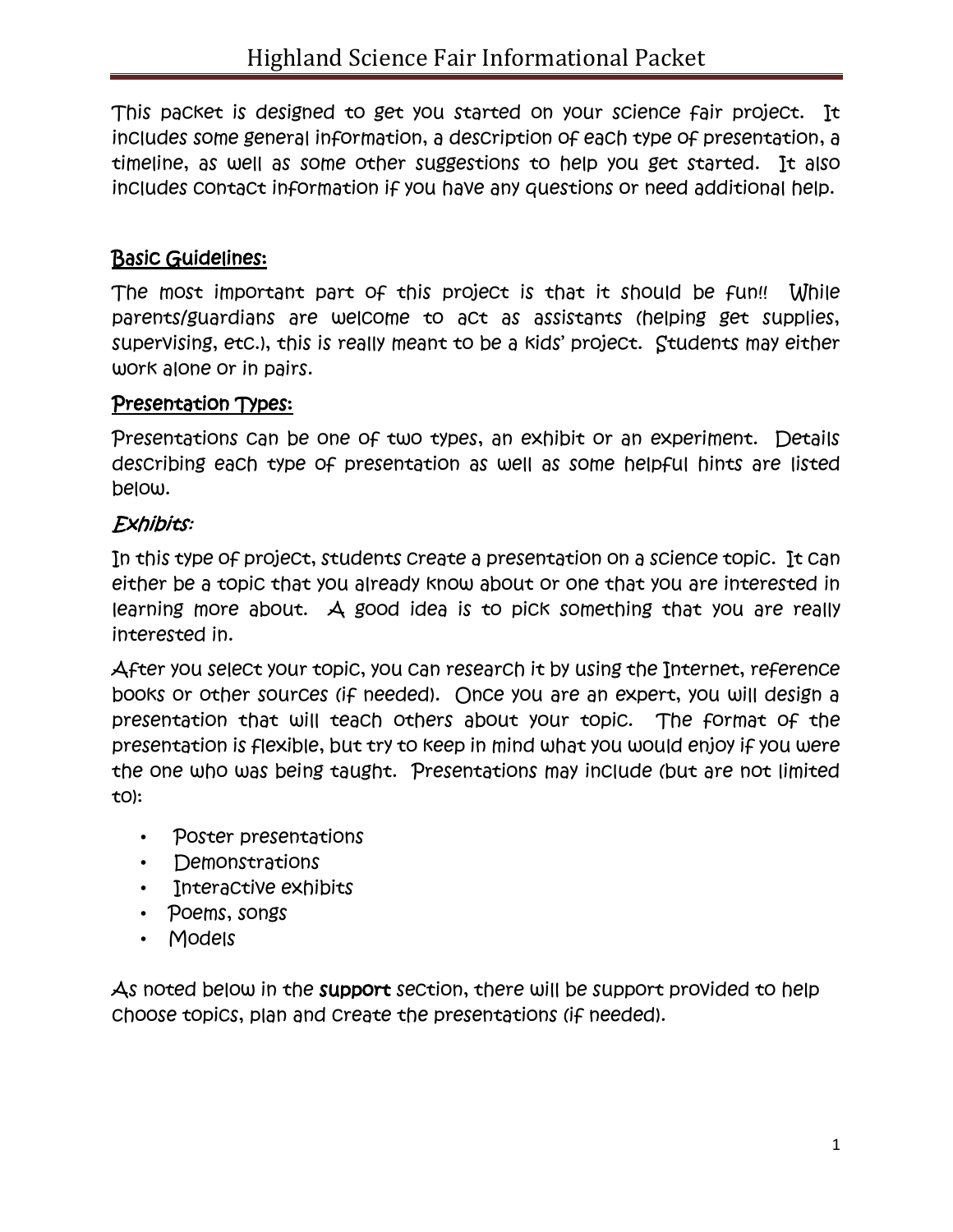# Highland Science Fair Informational Packet

This packet is designed to get you started on your science fair project. It includes some general information, a description of each type of presentation, a timeline, as well as some other suggestions to help you get started. It also includes contact information if you have any questions or need additional help.

## Basic Guidelines:

The most important part of this project is that it should be fun!! While parents/guardians are welcome to act as assistants (helping get supplies, supervising, etc.), this is really meant to be a kids' project. Students may either work alone or in pairs.

## Presentation Types:

Presentations can be one of two types, an exhibit or an experiment. Details describing each type of presentation as well as some helpful hints are listed below.

### *Exhibits:*

In this type of project, students create a presentation on a science topic. It can either be a topic that you already know about or one that you are interested in learning more about. A good idea is to pick something that you are really interested in.

After you select your topic, you can research it by using the Internet, reference books or other sources (if needed). Once you are an expert, you will design a presentation that will teach others about your topic. The format of the presentation is flexible, but try to keep in mind what you would enjoy if you were the one who was being taught. Presentations may include (but are not limited to):

- Poster presentations
- Demonstrations
- Interactive exhibits
- Poems, songs
- Models

As noted below in the **support** section, there will be support provided to help choose topics, plan and create the presentations (if needed).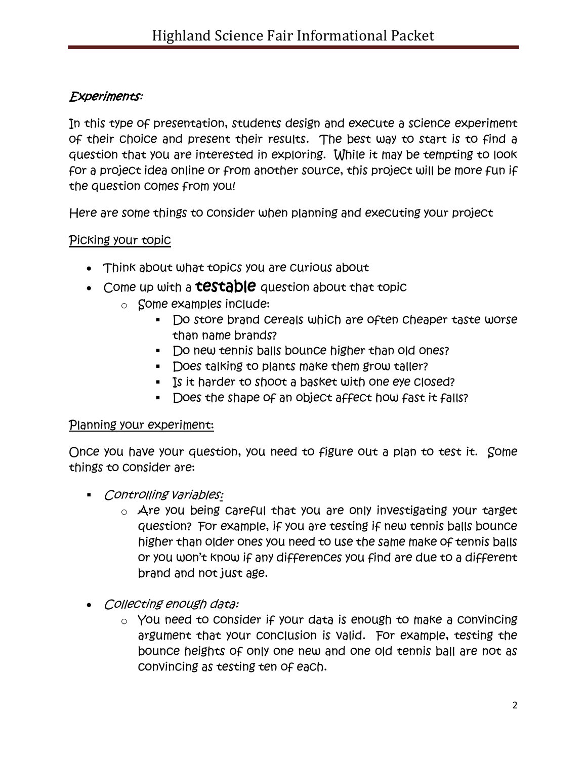*Experiments:*

In this type of presentation, students design and execute a science experiment of their choice and present their results. The best way to start is to find a question that you are interested in exploring. While it may be tempting to look for a project idea online or from another source, this project will be more fun if the question comes from you!

Here are some things to consider when planning and executing your project

<u>Picking your topic</u>

- Think about what topics you are curious about
- Come up with a **testable** question about that topic
  - Some examples include:
    - Do store brand cereals which are often cheaper taste worse than name brands?
    - Do new tennis balls bounce higher than old ones?
    - Does talking to plants make them grow taller?
    - Is it harder to shoot a basket with one eye closed?
    - Does the shape of an object affect how fast it falls?

<u>Planning your experiment:</u>

Once you have your question, you need to figure out a plan to test it. Some things to consider are:

- *Controlling variables:*
  - Are you being careful that you are only investigating your target question? For example, if you are testing if new tennis balls bounce higher than older ones you need to use the same make of tennis balls or you won't know if any differences you find are due to a different brand and not just age.

- *Collecting enough data:*
  - You need to consider if your data is enough to make a convincing argument that your conclusion is valid. For example, testing the bounce heights of only one new and one old tennis ball are not as convincing as testing ten of each.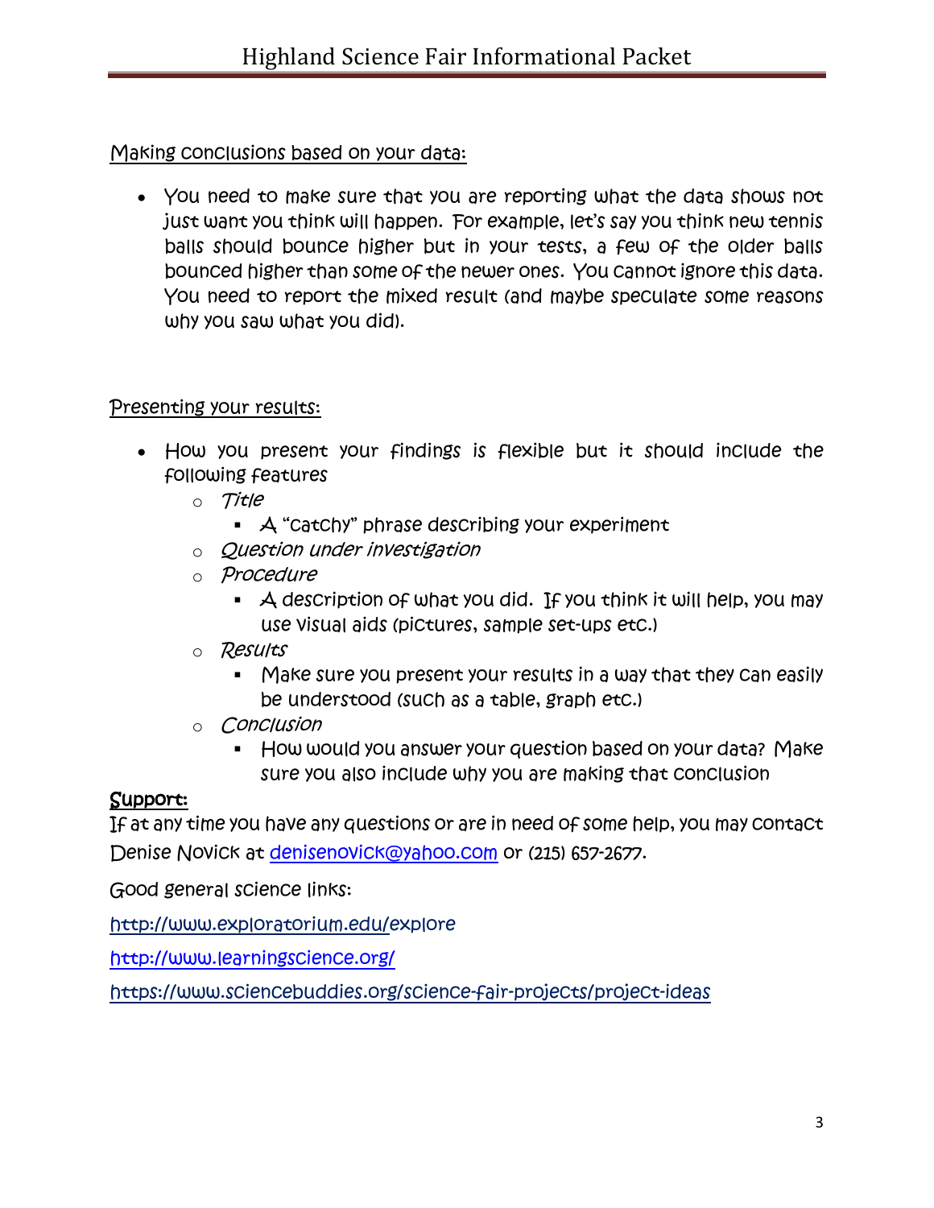## Making conclusions based on your data:

- You need to make sure that you are reporting what the data shows not just want you think will happen. For example, let's say you think new tennis balls should bounce higher but in your tests, a few of the older balls bounced higher than some of the newer ones. You cannot ignore this data. You need to report the mixed result (and maybe speculate some reasons why you saw what you did).

## Presenting your results:

- How you present your findings is flexible but it should include the following features
  - *Title*
    - A "catchy" phrase describing your experiment
  - *Question under investigation*
  - *Procedure*
    - A description of what you did. If you think it will help, you may use visual aids (pictures, sample set-ups etc.)
  - *Results*
    - Make sure you present your results in a way that they can easily be understood (such as a table, graph etc.)
  - *Conclusion*
    - How would you answer your question based on your data? Make sure you also include why you are making that conclusion

## Support:

If at any time you have any questions or are in need of some help, you may contact Denise Novick at denisenovick@yahoo.com or (215) 657-2677.

Good general science links:

http://www.exploratorium.edu/explore

http://www.learningscience.org/

https://www.sciencebuddies.org/science-fair-projects/project-ideas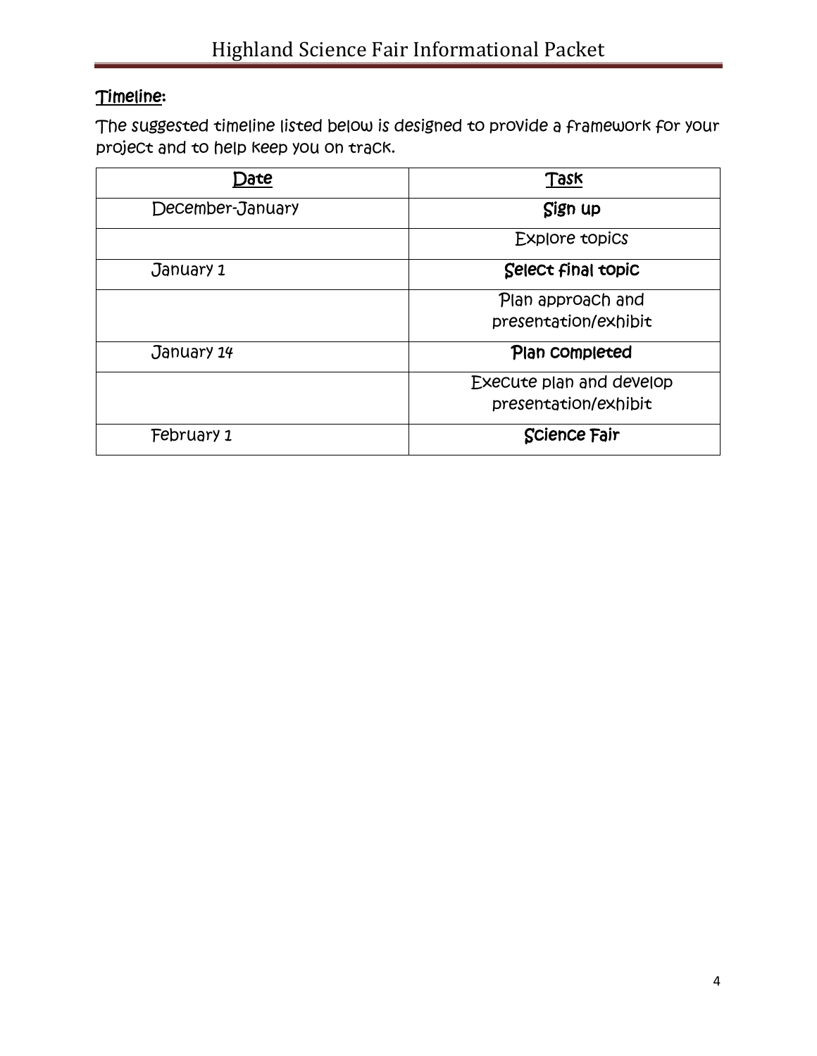## Timeline:

The suggested timeline listed below is designed to provide a framework for your project and to help keep you on track.

| Date | Task |
|---|---|
| December-January | **Sign up** |
| | Explore topics |
| January 1 | **Select final topic** |
| | Plan approach and presentation/exhibit |
| January 14 | **Plan completed** |
| | Execute plan and develop presentation/exhibit |
| February 1 | **Science Fair** |